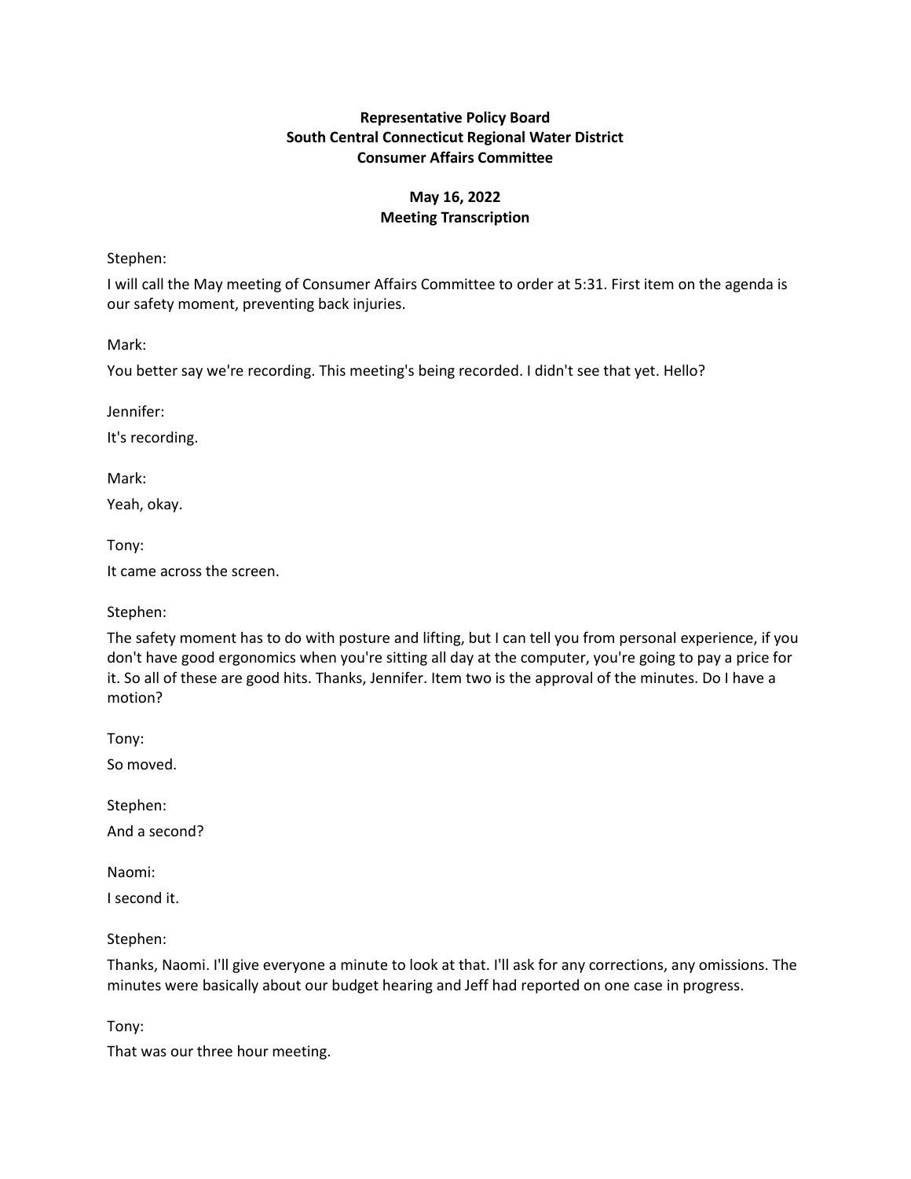**Representative Policy Board**
**South Central Connecticut Regional Water District**
**Consumer Affairs Committee**

**May 16, 2022**
**Meeting Transcription**

Stephen:

I will call the May meeting of Consumer Affairs Committee to order at 5:31. First item on the agenda is our safety moment, preventing back injuries.

Mark:

You better say we're recording. This meeting's being recorded. I didn't see that yet. Hello?

Jennifer:

It's recording.

Mark:

Yeah, okay.

Tony:

It came across the screen.

Stephen:

The safety moment has to do with posture and lifting, but I can tell you from personal experience, if you don't have good ergonomics when you're sitting all day at the computer, you're going to pay a price for it. So all of these are good hits. Thanks, Jennifer. Item two is the approval of the minutes. Do I have a motion?

Tony:

So moved.

Stephen:

And a second?

Naomi:

I second it.

Stephen:

Thanks, Naomi. I'll give everyone a minute to look at that. I'll ask for any corrections, any omissions. The minutes were basically about our budget hearing and Jeff had reported on one case in progress.

Tony:

That was our three hour meeting.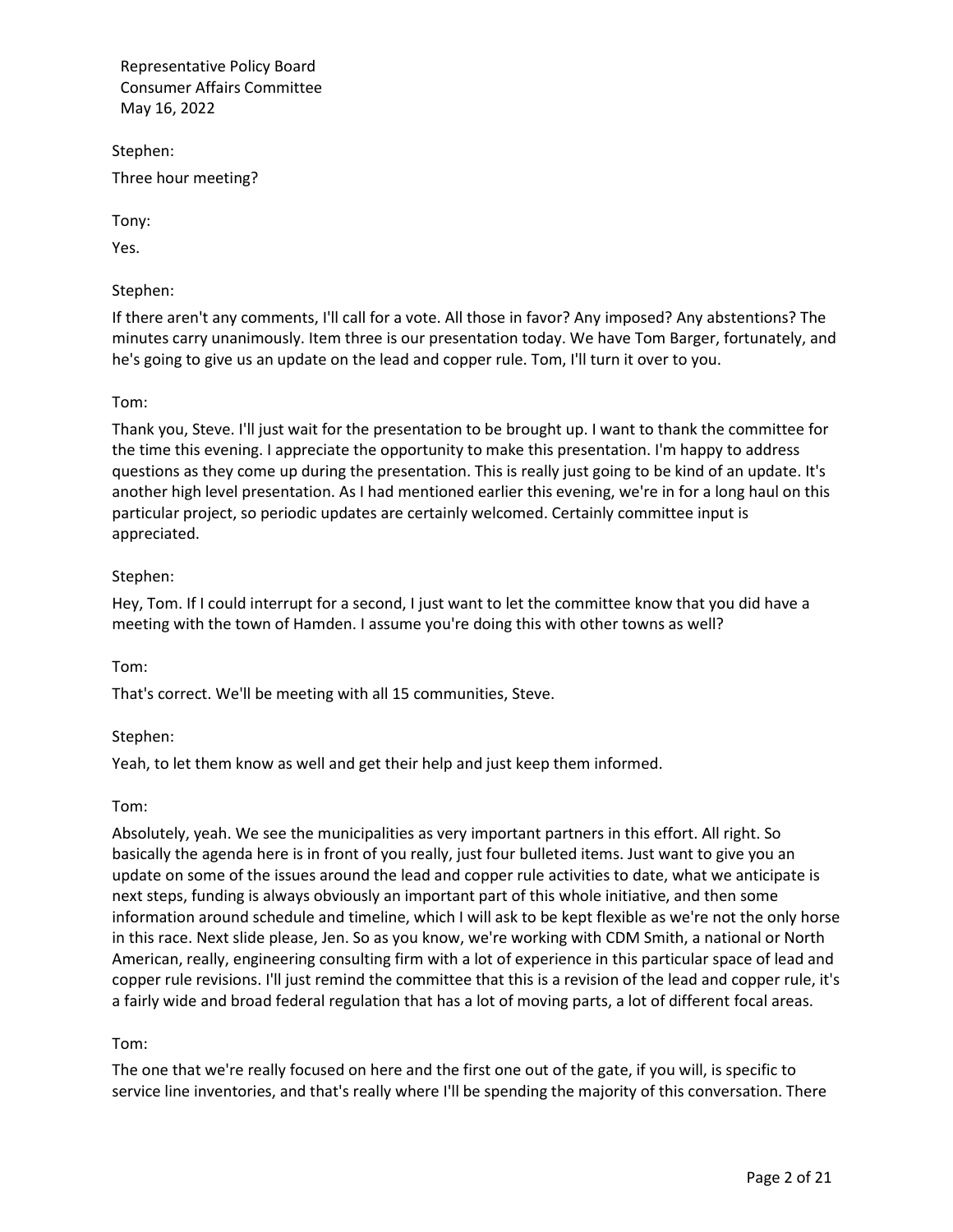Stephen:

Three hour meeting?

Tony:

Yes.

Stephen:

If there aren't any comments, I'll call for a vote. All those in favor? Any imposed? Any abstentions? The minutes carry unanimously. Item three is our presentation today. We have Tom Barger, fortunately, and he's going to give us an update on the lead and copper rule. Tom, I'll turn it over to you.

Tom:

Thank you, Steve. I'll just wait for the presentation to be brought up. I want to thank the committee for the time this evening. I appreciate the opportunity to make this presentation. I'm happy to address questions as they come up during the presentation. This is really just going to be kind of an update. It's another high level presentation. As I had mentioned earlier this evening, we're in for a long haul on this particular project, so periodic updates are certainly welcomed. Certainly committee input is appreciated.

Stephen:

Hey, Tom. If I could interrupt for a second, I just want to let the committee know that you did have a meeting with the town of Hamden. I assume you're doing this with other towns as well?

Tom:

That's correct. We'll be meeting with all 15 communities, Steve.

Stephen:

Yeah, to let them know as well and get their help and just keep them informed.

Tom:

Absolutely, yeah. We see the municipalities as very important partners in this effort. All right. So basically the agenda here is in front of you really, just four bulleted items. Just want to give you an update on some of the issues around the lead and copper rule activities to date, what we anticipate is next steps, funding is always obviously an important part of this whole initiative, and then some information around schedule and timeline, which I will ask to be kept flexible as we're not the only horse in this race. Next slide please, Jen. So as you know, we're working with CDM Smith, a national or North American, really, engineering consulting firm with a lot of experience in this particular space of lead and copper rule revisions. I'll just remind the committee that this is a revision of the lead and copper rule, it's a fairly wide and broad federal regulation that has a lot of moving parts, a lot of different focal areas.

Tom:

The one that we're really focused on here and the first one out of the gate, if you will, is specific to service line inventories, and that's really where I'll be spending the majority of this conversation. There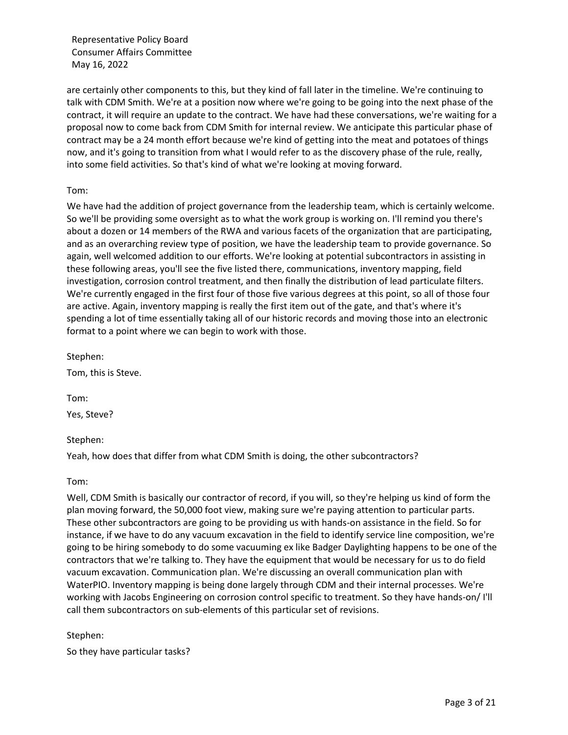are certainly other components to this, but they kind of fall later in the timeline. We're continuing to talk with CDM Smith. We're at a position now where we're going to be going into the next phase of the contract, it will require an update to the contract. We have had these conversations, we're waiting for a proposal now to come back from CDM Smith for internal review. We anticipate this particular phase of contract may be a 24 month effort because we're kind of getting into the meat and potatoes of things now, and it's going to transition from what I would refer to as the discovery phase of the rule, really, into some field activities. So that's kind of what we're looking at moving forward.

Tom:

We have had the addition of project governance from the leadership team, which is certainly welcome. So we'll be providing some oversight as to what the work group is working on. I'll remind you there's about a dozen or 14 members of the RWA and various facets of the organization that are participating, and as an overarching review type of position, we have the leadership team to provide governance. So again, well welcomed addition to our efforts. We're looking at potential subcontractors in assisting in these following areas, you'll see the five listed there, communications, inventory mapping, field investigation, corrosion control treatment, and then finally the distribution of lead particulate filters. We're currently engaged in the first four of those five various degrees at this point, so all of those four are active. Again, inventory mapping is really the first item out of the gate, and that's where it's spending a lot of time essentially taking all of our historic records and moving those into an electronic format to a point where we can begin to work with those.

Stephen:

Tom, this is Steve.

Tom:

Yes, Steve?

Stephen:

Yeah, how does that differ from what CDM Smith is doing, the other subcontractors?

Tom:

Well, CDM Smith is basically our contractor of record, if you will, so they're helping us kind of form the plan moving forward, the 50,000 foot view, making sure we're paying attention to particular parts. These other subcontractors are going to be providing us with hands-on assistance in the field. So for instance, if we have to do any vacuum excavation in the field to identify service line composition, we're going to be hiring somebody to do some vacuuming ex like Badger Daylighting happens to be one of the contractors that we're talking to. They have the equipment that would be necessary for us to do field vacuum excavation. Communication plan. We're discussing an overall communication plan with WaterPIO. Inventory mapping is being done largely through CDM and their internal processes. We're working with Jacobs Engineering on corrosion control specific to treatment. So they have hands-on/ I'll call them subcontractors on sub-elements of this particular set of revisions.

Stephen:

So they have particular tasks?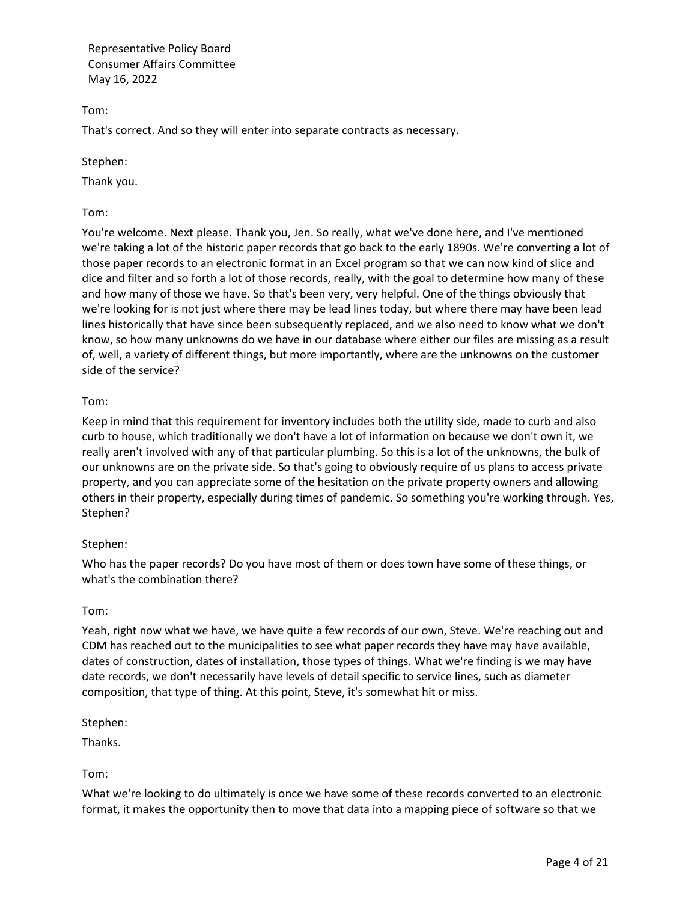Tom:

That's correct. And so they will enter into separate contracts as necessary.

Stephen:

Thank you.

Tom:

You're welcome. Next please. Thank you, Jen. So really, what we've done here, and I've mentioned we're taking a lot of the historic paper records that go back to the early 1890s. We're converting a lot of those paper records to an electronic format in an Excel program so that we can now kind of slice and dice and filter and so forth a lot of those records, really, with the goal to determine how many of these and how many of those we have. So that's been very, very helpful. One of the things obviously that we're looking for is not just where there may be lead lines today, but where there may have been lead lines historically that have since been subsequently replaced, and we also need to know what we don't know, so how many unknowns do we have in our database where either our files are missing as a result of, well, a variety of different things, but more importantly, where are the unknowns on the customer side of the service?

Tom:

Keep in mind that this requirement for inventory includes both the utility side, made to curb and also curb to house, which traditionally we don't have a lot of information on because we don't own it, we really aren't involved with any of that particular plumbing. So this is a lot of the unknowns, the bulk of our unknowns are on the private side. So that's going to obviously require of us plans to access private property, and you can appreciate some of the hesitation on the private property owners and allowing others in their property, especially during times of pandemic. So something you're working through. Yes, Stephen?

Stephen:

Who has the paper records? Do you have most of them or does town have some of these things, or what's the combination there?

Tom:

Yeah, right now what we have, we have quite a few records of our own, Steve. We're reaching out and CDM has reached out to the municipalities to see what paper records they have may have available, dates of construction, dates of installation, those types of things. What we're finding is we may have date records, we don't necessarily have levels of detail specific to service lines, such as diameter composition, that type of thing. At this point, Steve, it's somewhat hit or miss.

Stephen:

Thanks.

Tom:

What we're looking to do ultimately is once we have some of these records converted to an electronic format, it makes the opportunity then to move that data into a mapping piece of software so that we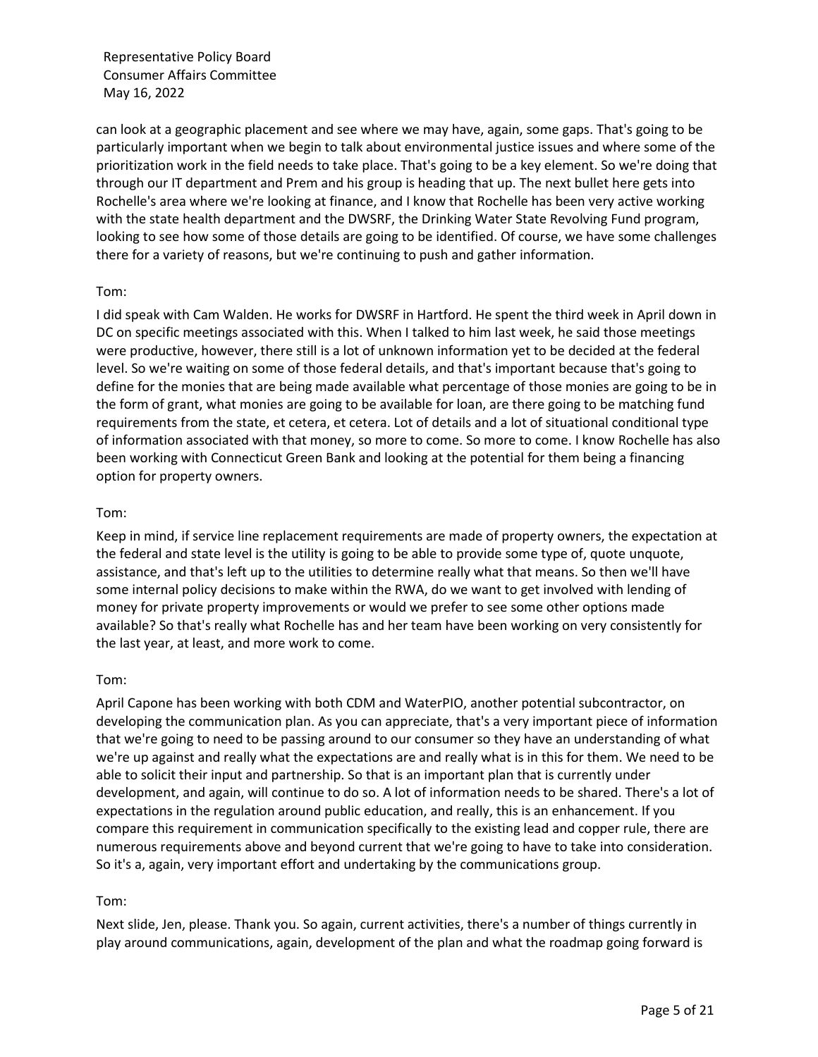can look at a geographic placement and see where we may have, again, some gaps. That's going to be particularly important when we begin to talk about environmental justice issues and where some of the prioritization work in the field needs to take place. That's going to be a key element. So we're doing that through our IT department and Prem and his group is heading that up. The next bullet here gets into Rochelle's area where we're looking at finance, and I know that Rochelle has been very active working with the state health department and the DWSRF, the Drinking Water State Revolving Fund program, looking to see how some of those details are going to be identified. Of course, we have some challenges there for a variety of reasons, but we're continuing to push and gather information.

Tom:

I did speak with Cam Walden. He works for DWSRF in Hartford. He spent the third week in April down in DC on specific meetings associated with this. When I talked to him last week, he said those meetings were productive, however, there still is a lot of unknown information yet to be decided at the federal level. So we're waiting on some of those federal details, and that's important because that's going to define for the monies that are being made available what percentage of those monies are going to be in the form of grant, what monies are going to be available for loan, are there going to be matching fund requirements from the state, et cetera, et cetera. Lot of details and a lot of situational conditional type of information associated with that money, so more to come. So more to come. I know Rochelle has also been working with Connecticut Green Bank and looking at the potential for them being a financing option for property owners.

Tom:

Keep in mind, if service line replacement requirements are made of property owners, the expectation at the federal and state level is the utility is going to be able to provide some type of, quote unquote, assistance, and that's left up to the utilities to determine really what that means. So then we'll have some internal policy decisions to make within the RWA, do we want to get involved with lending of money for private property improvements or would we prefer to see some other options made available? So that's really what Rochelle has and her team have been working on very consistently for the last year, at least, and more work to come.

Tom:

April Capone has been working with both CDM and WaterPIO, another potential subcontractor, on developing the communication plan. As you can appreciate, that's a very important piece of information that we're going to need to be passing around to our consumer so they have an understanding of what we're up against and really what the expectations are and really what is in this for them. We need to be able to solicit their input and partnership. So that is an important plan that is currently under development, and again, will continue to do so. A lot of information needs to be shared. There's a lot of expectations in the regulation around public education, and really, this is an enhancement. If you compare this requirement in communication specifically to the existing lead and copper rule, there are numerous requirements above and beyond current that we're going to have to take into consideration. So it's a, again, very important effort and undertaking by the communications group.

Tom:

Next slide, Jen, please. Thank you. So again, current activities, there's a number of things currently in play around communications, again, development of the plan and what the roadmap going forward is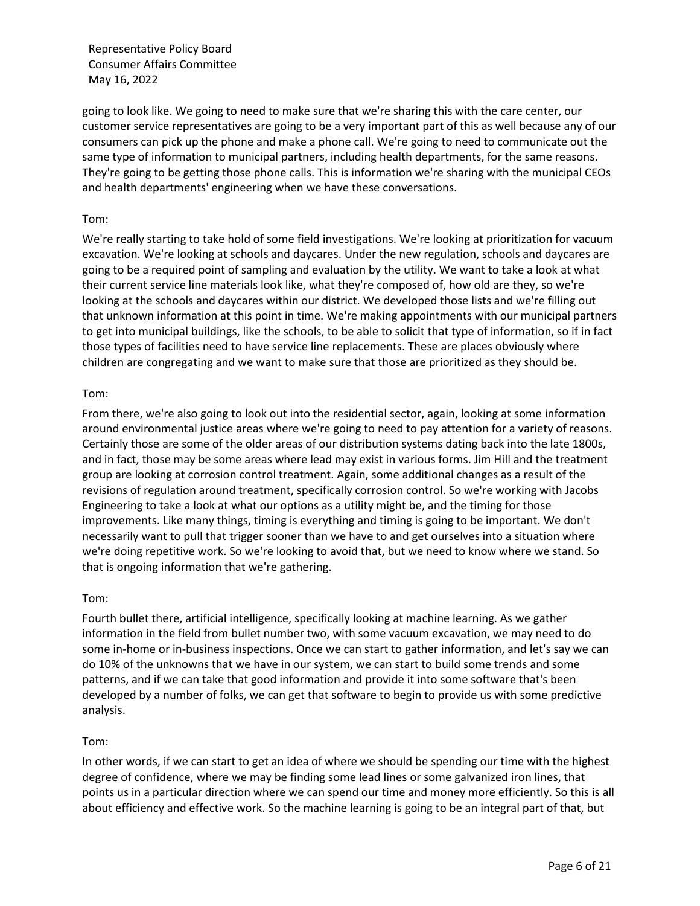going to look like. We going to need to make sure that we're sharing this with the care center, our customer service representatives are going to be a very important part of this as well because any of our consumers can pick up the phone and make a phone call. We're going to need to communicate out the same type of information to municipal partners, including health departments, for the same reasons. They're going to be getting those phone calls. This is information we're sharing with the municipal CEOs and health departments' engineering when we have these conversations.

Tom:

We're really starting to take hold of some field investigations. We're looking at prioritization for vacuum excavation. We're looking at schools and daycares. Under the new regulation, schools and daycares are going to be a required point of sampling and evaluation by the utility. We want to take a look at what their current service line materials look like, what they're composed of, how old are they, so we're looking at the schools and daycares within our district. We developed those lists and we're filling out that unknown information at this point in time. We're making appointments with our municipal partners to get into municipal buildings, like the schools, to be able to solicit that type of information, so if in fact those types of facilities need to have service line replacements. These are places obviously where children are congregating and we want to make sure that those are prioritized as they should be.

Tom:

From there, we're also going to look out into the residential sector, again, looking at some information around environmental justice areas where we're going to need to pay attention for a variety of reasons. Certainly those are some of the older areas of our distribution systems dating back into the late 1800s, and in fact, those may be some areas where lead may exist in various forms. Jim Hill and the treatment group are looking at corrosion control treatment. Again, some additional changes as a result of the revisions of regulation around treatment, specifically corrosion control. So we're working with Jacobs Engineering to take a look at what our options as a utility might be, and the timing for those improvements. Like many things, timing is everything and timing is going to be important. We don't necessarily want to pull that trigger sooner than we have to and get ourselves into a situation where we're doing repetitive work. So we're looking to avoid that, but we need to know where we stand. So that is ongoing information that we're gathering.

Tom:

Fourth bullet there, artificial intelligence, specifically looking at machine learning. As we gather information in the field from bullet number two, with some vacuum excavation, we may need to do some in-home or in-business inspections. Once we can start to gather information, and let's say we can do 10% of the unknowns that we have in our system, we can start to build some trends and some patterns, and if we can take that good information and provide it into some software that's been developed by a number of folks, we can get that software to begin to provide us with some predictive analysis.

Tom:

In other words, if we can start to get an idea of where we should be spending our time with the highest degree of confidence, where we may be finding some lead lines or some galvanized iron lines, that points us in a particular direction where we can spend our time and money more efficiently. So this is all about efficiency and effective work. So the machine learning is going to be an integral part of that, but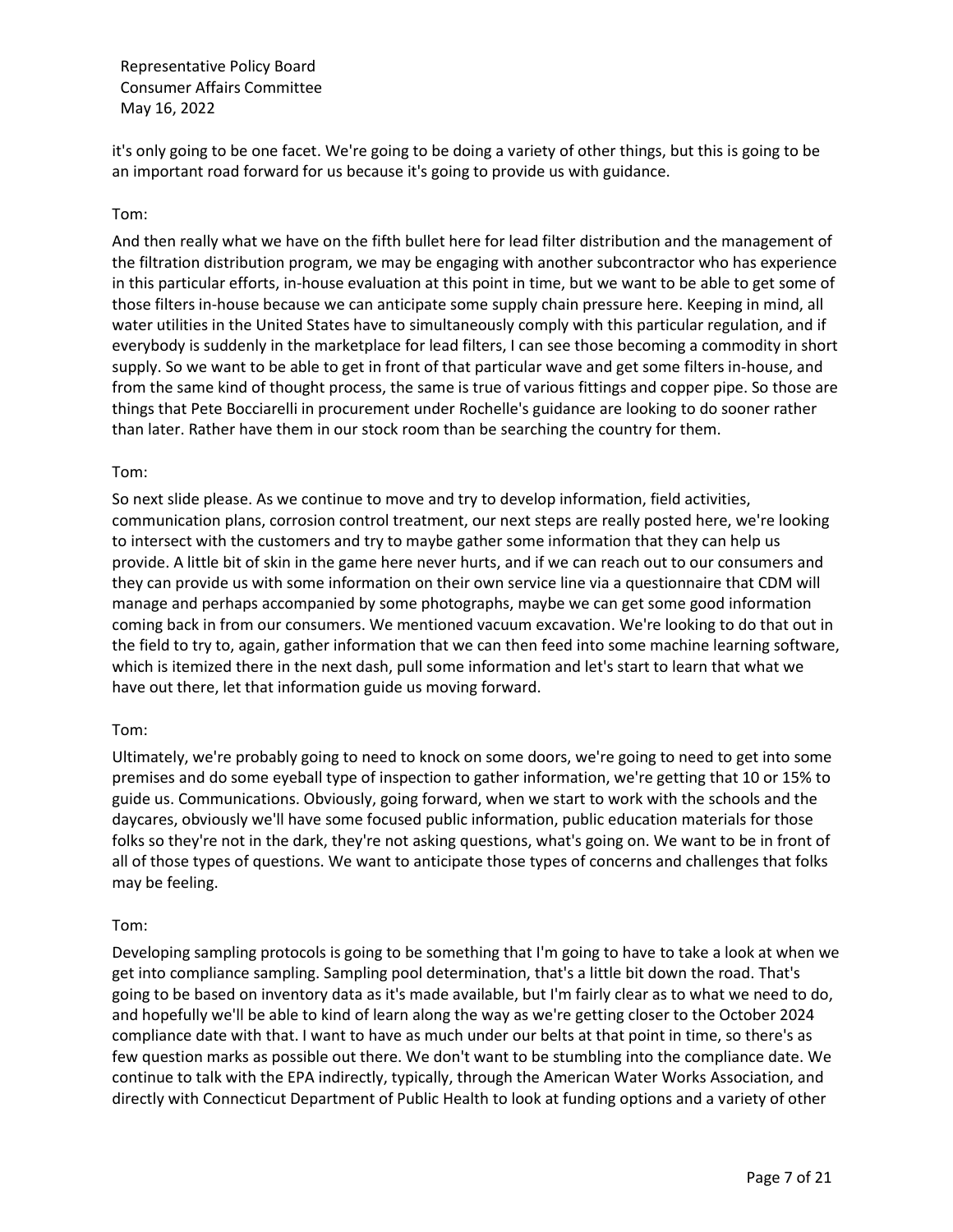it's only going to be one facet. We're going to be doing a variety of other things, but this is going to be an important road forward for us because it's going to provide us with guidance.

Tom:

And then really what we have on the fifth bullet here for lead filter distribution and the management of the filtration distribution program, we may be engaging with another subcontractor who has experience in this particular efforts, in-house evaluation at this point in time, but we want to be able to get some of those filters in-house because we can anticipate some supply chain pressure here. Keeping in mind, all water utilities in the United States have to simultaneously comply with this particular regulation, and if everybody is suddenly in the marketplace for lead filters, I can see those becoming a commodity in short supply. So we want to be able to get in front of that particular wave and get some filters in-house, and from the same kind of thought process, the same is true of various fittings and copper pipe. So those are things that Pete Bocciarelli in procurement under Rochelle's guidance are looking to do sooner rather than later. Rather have them in our stock room than be searching the country for them.

Tom:

So next slide please. As we continue to move and try to develop information, field activities, communication plans, corrosion control treatment, our next steps are really posted here, we're looking to intersect with the customers and try to maybe gather some information that they can help us provide. A little bit of skin in the game here never hurts, and if we can reach out to our consumers and they can provide us with some information on their own service line via a questionnaire that CDM will manage and perhaps accompanied by some photographs, maybe we can get some good information coming back in from our consumers. We mentioned vacuum excavation. We're looking to do that out in the field to try to, again, gather information that we can then feed into some machine learning software, which is itemized there in the next dash, pull some information and let's start to learn that what we have out there, let that information guide us moving forward.

Tom:

Ultimately, we're probably going to need to knock on some doors, we're going to need to get into some premises and do some eyeball type of inspection to gather information, we're getting that 10 or 15% to guide us. Communications. Obviously, going forward, when we start to work with the schools and the daycares, obviously we'll have some focused public information, public education materials for those folks so they're not in the dark, they're not asking questions, what's going on. We want to be in front of all of those types of questions. We want to anticipate those types of concerns and challenges that folks may be feeling.

Tom:

Developing sampling protocols is going to be something that I'm going to have to take a look at when we get into compliance sampling. Sampling pool determination, that's a little bit down the road. That's going to be based on inventory data as it's made available, but I'm fairly clear as to what we need to do, and hopefully we'll be able to kind of learn along the way as we're getting closer to the October 2024 compliance date with that. I want to have as much under our belts at that point in time, so there's as few question marks as possible out there. We don't want to be stumbling into the compliance date. We continue to talk with the EPA indirectly, typically, through the American Water Works Association, and directly with Connecticut Department of Public Health to look at funding options and a variety of other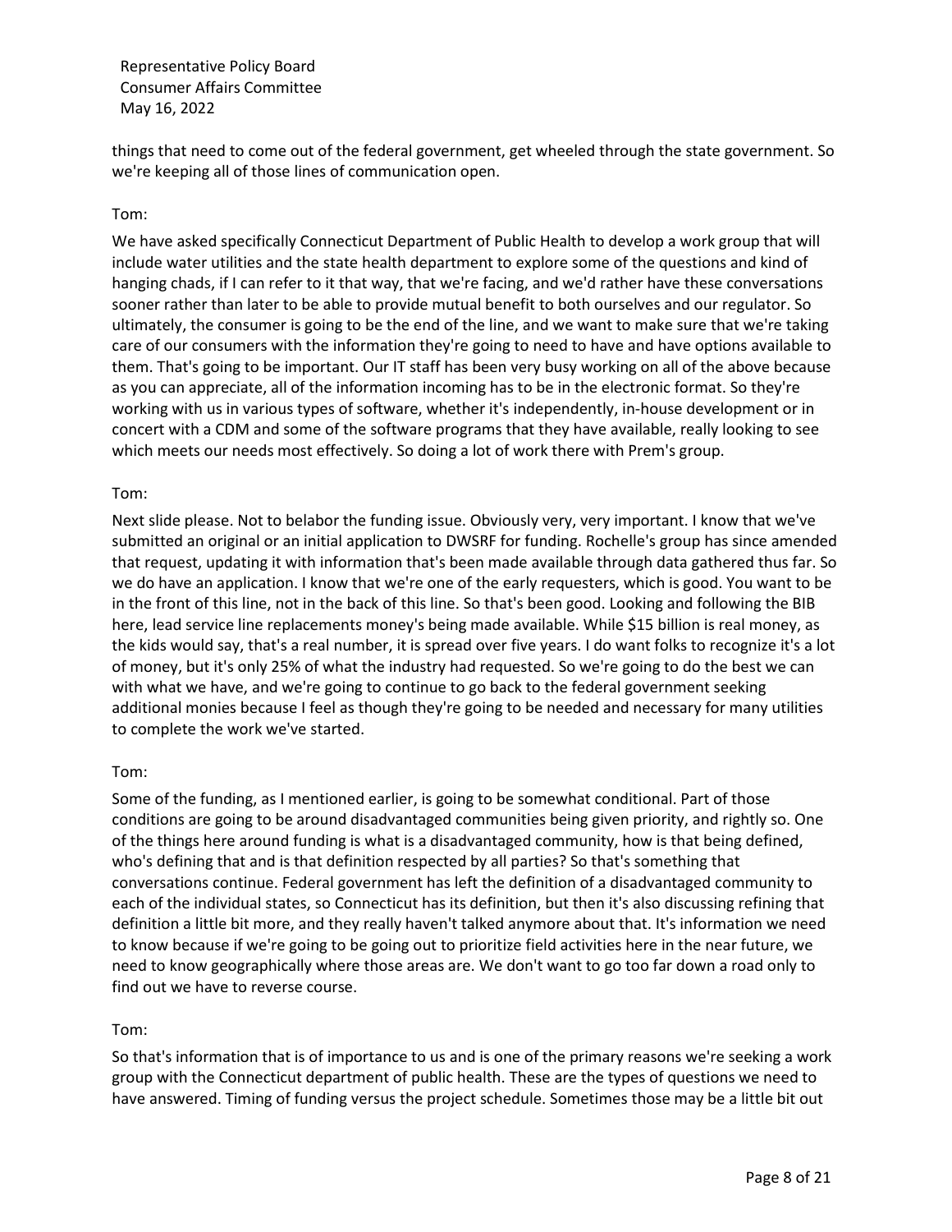things that need to come out of the federal government, get wheeled through the state government. So we're keeping all of those lines of communication open.

Tom:

We have asked specifically Connecticut Department of Public Health to develop a work group that will include water utilities and the state health department to explore some of the questions and kind of hanging chads, if I can refer to it that way, that we're facing, and we'd rather have these conversations sooner rather than later to be able to provide mutual benefit to both ourselves and our regulator. So ultimately, the consumer is going to be the end of the line, and we want to make sure that we're taking care of our consumers with the information they're going to need to have and have options available to them. That's going to be important. Our IT staff has been very busy working on all of the above because as you can appreciate, all of the information incoming has to be in the electronic format. So they're working with us in various types of software, whether it's independently, in-house development or in concert with a CDM and some of the software programs that they have available, really looking to see which meets our needs most effectively. So doing a lot of work there with Prem's group.

Tom:

Next slide please. Not to belabor the funding issue. Obviously very, very important. I know that we've submitted an original or an initial application to DWSRF for funding. Rochelle's group has since amended that request, updating it with information that's been made available through data gathered thus far. So we do have an application. I know that we're one of the early requesters, which is good. You want to be in the front of this line, not in the back of this line. So that's been good. Looking and following the BIB here, lead service line replacements money's being made available. While $15 billion is real money, as the kids would say, that's a real number, it is spread over five years. I do want folks to recognize it's a lot of money, but it's only 25% of what the industry had requested. So we're going to do the best we can with what we have, and we're going to continue to go back to the federal government seeking additional monies because I feel as though they're going to be needed and necessary for many utilities to complete the work we've started.

Tom:

Some of the funding, as I mentioned earlier, is going to be somewhat conditional. Part of those conditions are going to be around disadvantaged communities being given priority, and rightly so. One of the things here around funding is what is a disadvantaged community, how is that being defined, who's defining that and is that definition respected by all parties? So that's something that conversations continue. Federal government has left the definition of a disadvantaged community to each of the individual states, so Connecticut has its definition, but then it's also discussing refining that definition a little bit more, and they really haven't talked anymore about that. It's information we need to know because if we're going to be going out to prioritize field activities here in the near future, we need to know geographically where those areas are. We don't want to go too far down a road only to find out we have to reverse course.

Tom:

So that's information that is of importance to us and is one of the primary reasons we're seeking a work group with the Connecticut department of public health. These are the types of questions we need to have answered. Timing of funding versus the project schedule. Sometimes those may be a little bit out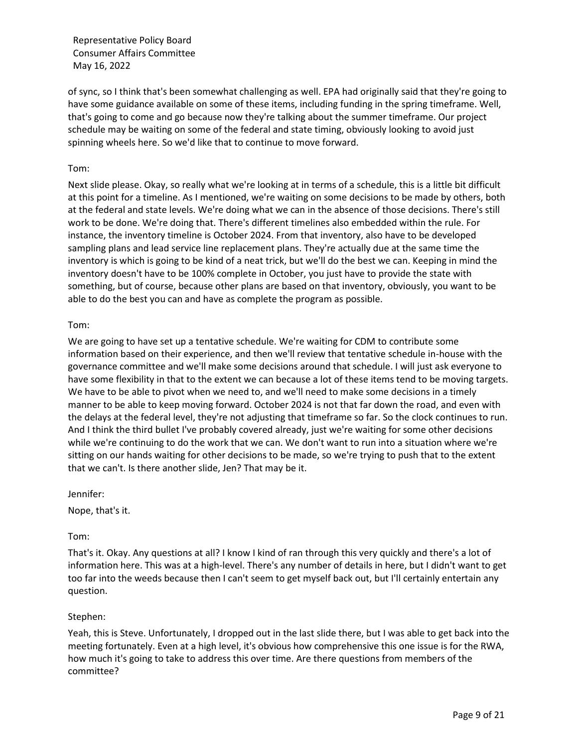of sync, so I think that's been somewhat challenging as well. EPA had originally said that they're going to have some guidance available on some of these items, including funding in the spring timeframe. Well, that's going to come and go because now they're talking about the summer timeframe. Our project schedule may be waiting on some of the federal and state timing, obviously looking to avoid just spinning wheels here. So we'd like that to continue to move forward.

Tom:

Next slide please. Okay, so really what we're looking at in terms of a schedule, this is a little bit difficult at this point for a timeline. As I mentioned, we're waiting on some decisions to be made by others, both at the federal and state levels. We're doing what we can in the absence of those decisions. There's still work to be done. We're doing that. There's different timelines also embedded within the rule. For instance, the inventory timeline is October 2024. From that inventory, also have to be developed sampling plans and lead service line replacement plans. They're actually due at the same time the inventory is which is going to be kind of a neat trick, but we'll do the best we can. Keeping in mind the inventory doesn't have to be 100% complete in October, you just have to provide the state with something, but of course, because other plans are based on that inventory, obviously, you want to be able to do the best you can and have as complete the program as possible.

Tom:

We are going to have set up a tentative schedule. We're waiting for CDM to contribute some information based on their experience, and then we'll review that tentative schedule in-house with the governance committee and we'll make some decisions around that schedule. I will just ask everyone to have some flexibility in that to the extent we can because a lot of these items tend to be moving targets. We have to be able to pivot when we need to, and we'll need to make some decisions in a timely manner to be able to keep moving forward. October 2024 is not that far down the road, and even with the delays at the federal level, they're not adjusting that timeframe so far. So the clock continues to run. And I think the third bullet I've probably covered already, just we're waiting for some other decisions while we're continuing to do the work that we can. We don't want to run into a situation where we're sitting on our hands waiting for other decisions to be made, so we're trying to push that to the extent that we can't. Is there another slide, Jen? That may be it.

Jennifer:

Nope, that's it.

Tom:

That's it. Okay. Any questions at all? I know I kind of ran through this very quickly and there's a lot of information here. This was at a high-level. There's any number of details in here, but I didn't want to get too far into the weeds because then I can't seem to get myself back out, but I'll certainly entertain any question.

Stephen:

Yeah, this is Steve. Unfortunately, I dropped out in the last slide there, but I was able to get back into the meeting fortunately. Even at a high level, it's obvious how comprehensive this one issue is for the RWA, how much it's going to take to address this over time. Are there questions from members of the committee?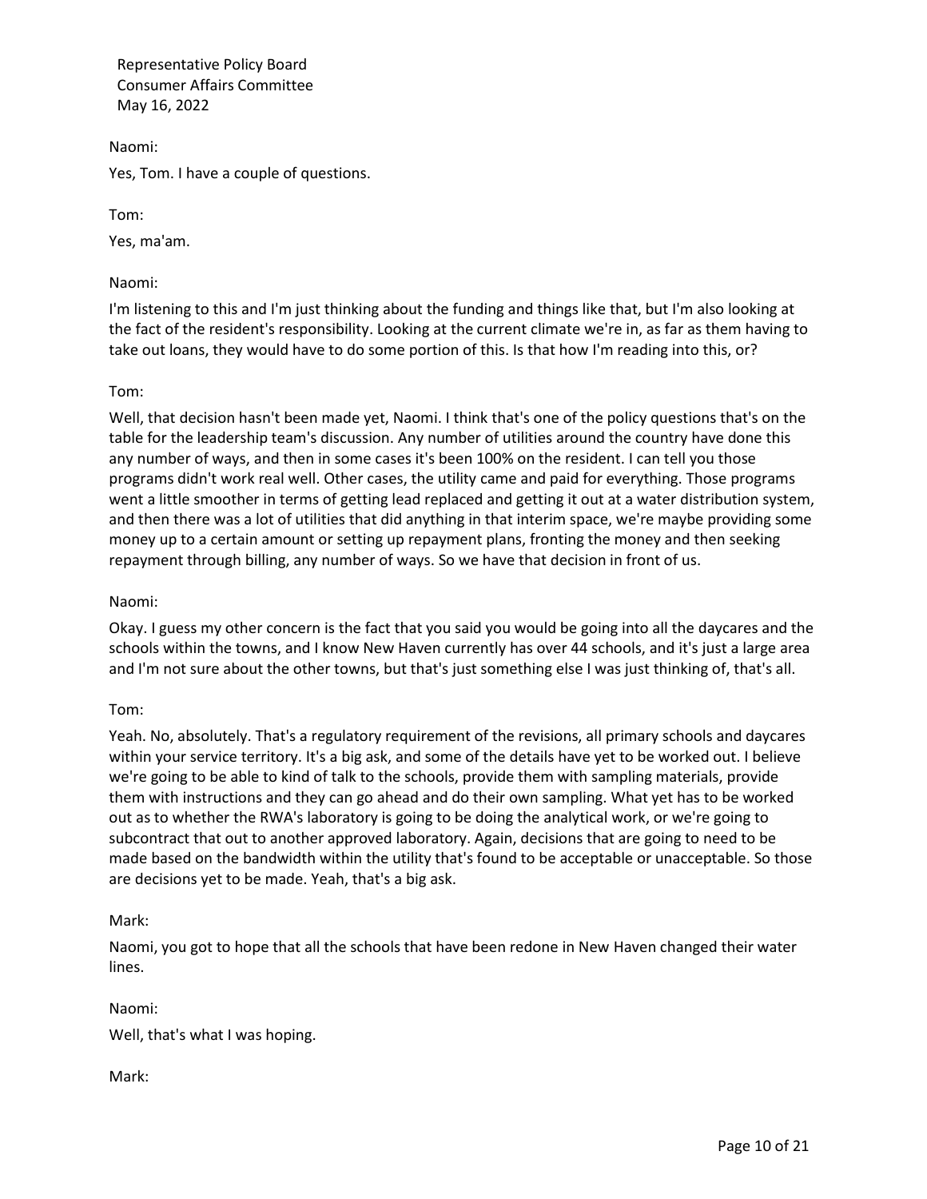Naomi:

Yes, Tom. I have a couple of questions.

Tom:

Yes, ma'am.

Naomi:

I'm listening to this and I'm just thinking about the funding and things like that, but I'm also looking at the fact of the resident's responsibility. Looking at the current climate we're in, as far as them having to take out loans, they would have to do some portion of this. Is that how I'm reading into this, or?

Tom:

Well, that decision hasn't been made yet, Naomi. I think that's one of the policy questions that's on the table for the leadership team's discussion. Any number of utilities around the country have done this any number of ways, and then in some cases it's been 100% on the resident. I can tell you those programs didn't work real well. Other cases, the utility came and paid for everything. Those programs went a little smoother in terms of getting lead replaced and getting it out at a water distribution system, and then there was a lot of utilities that did anything in that interim space, we're maybe providing some money up to a certain amount or setting up repayment plans, fronting the money and then seeking repayment through billing, any number of ways. So we have that decision in front of us.

Naomi:

Okay. I guess my other concern is the fact that you said you would be going into all the daycares and the schools within the towns, and I know New Haven currently has over 44 schools, and it's just a large area and I'm not sure about the other towns, but that's just something else I was just thinking of, that's all.

Tom:

Yeah. No, absolutely. That's a regulatory requirement of the revisions, all primary schools and daycares within your service territory. It's a big ask, and some of the details have yet to be worked out. I believe we're going to be able to kind of talk to the schools, provide them with sampling materials, provide them with instructions and they can go ahead and do their own sampling. What yet has to be worked out as to whether the RWA's laboratory is going to be doing the analytical work, or we're going to subcontract that out to another approved laboratory. Again, decisions that are going to need to be made based on the bandwidth within the utility that's found to be acceptable or unacceptable. So those are decisions yet to be made. Yeah, that's a big ask.

Mark:

Naomi, you got to hope that all the schools that have been redone in New Haven changed their water lines.

Naomi:

Well, that's what I was hoping.

Mark: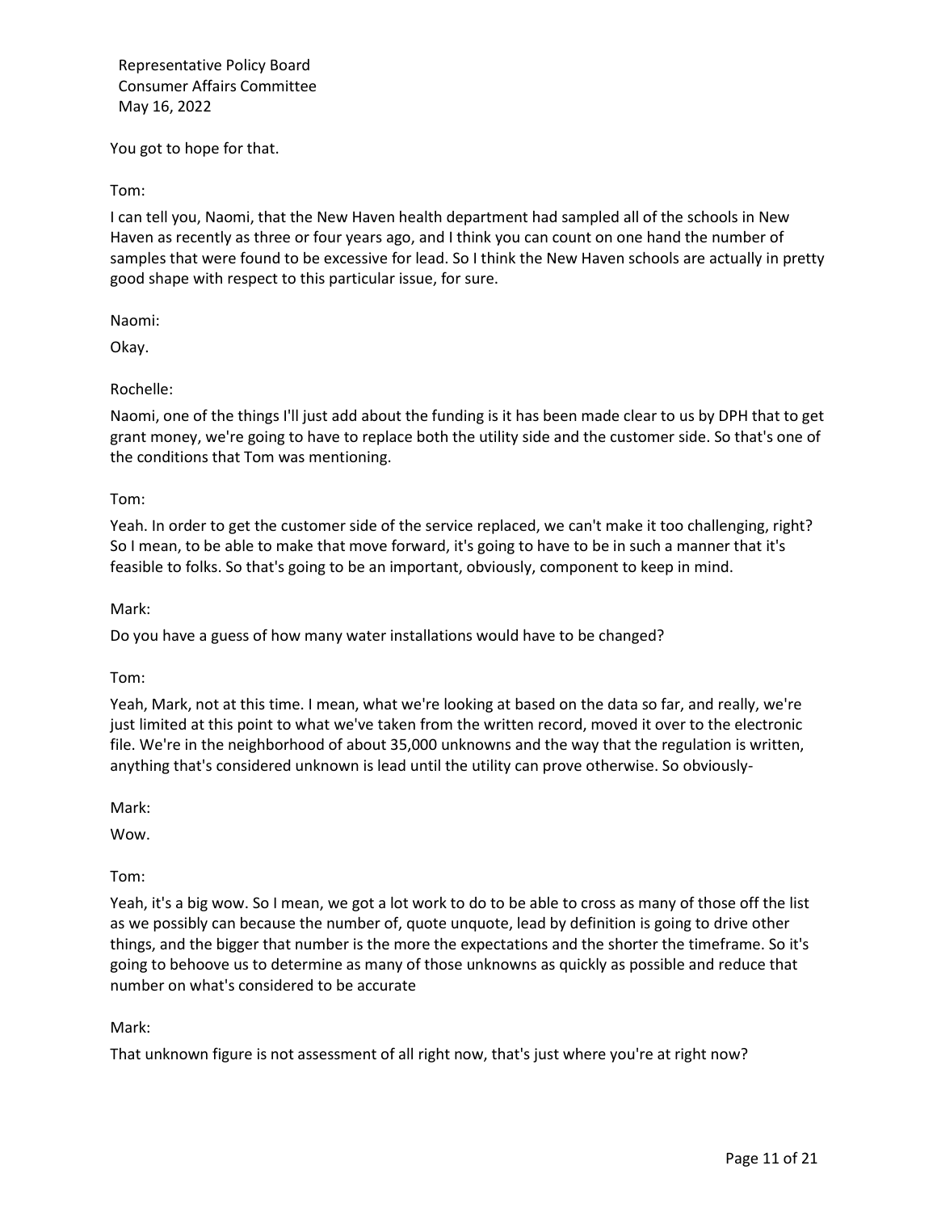You got to hope for that.

Tom:

I can tell you, Naomi, that the New Haven health department had sampled all of the schools in New Haven as recently as three or four years ago, and I think you can count on one hand the number of samples that were found to be excessive for lead. So I think the New Haven schools are actually in pretty good shape with respect to this particular issue, for sure.

Naomi:

Okay.

Rochelle:

Naomi, one of the things I'll just add about the funding is it has been made clear to us by DPH that to get grant money, we're going to have to replace both the utility side and the customer side. So that's one of the conditions that Tom was mentioning.

Tom:

Yeah. In order to get the customer side of the service replaced, we can't make it too challenging, right? So I mean, to be able to make that move forward, it's going to have to be in such a manner that it's feasible to folks. So that's going to be an important, obviously, component to keep in mind.

Mark:

Do you have a guess of how many water installations would have to be changed?

Tom:

Yeah, Mark, not at this time. I mean, what we're looking at based on the data so far, and really, we're just limited at this point to what we've taken from the written record, moved it over to the electronic file. We're in the neighborhood of about 35,000 unknowns and the way that the regulation is written, anything that's considered unknown is lead until the utility can prove otherwise. So obviously-

Mark:

Wow.

Tom:

Yeah, it's a big wow. So I mean, we got a lot work to do to be able to cross as many of those off the list as we possibly can because the number of, quote unquote, lead by definition is going to drive other things, and the bigger that number is the more the expectations and the shorter the timeframe. So it's going to behoove us to determine as many of those unknowns as quickly as possible and reduce that number on what's considered to be accurate

Mark:

That unknown figure is not assessment of all right now, that's just where you're at right now?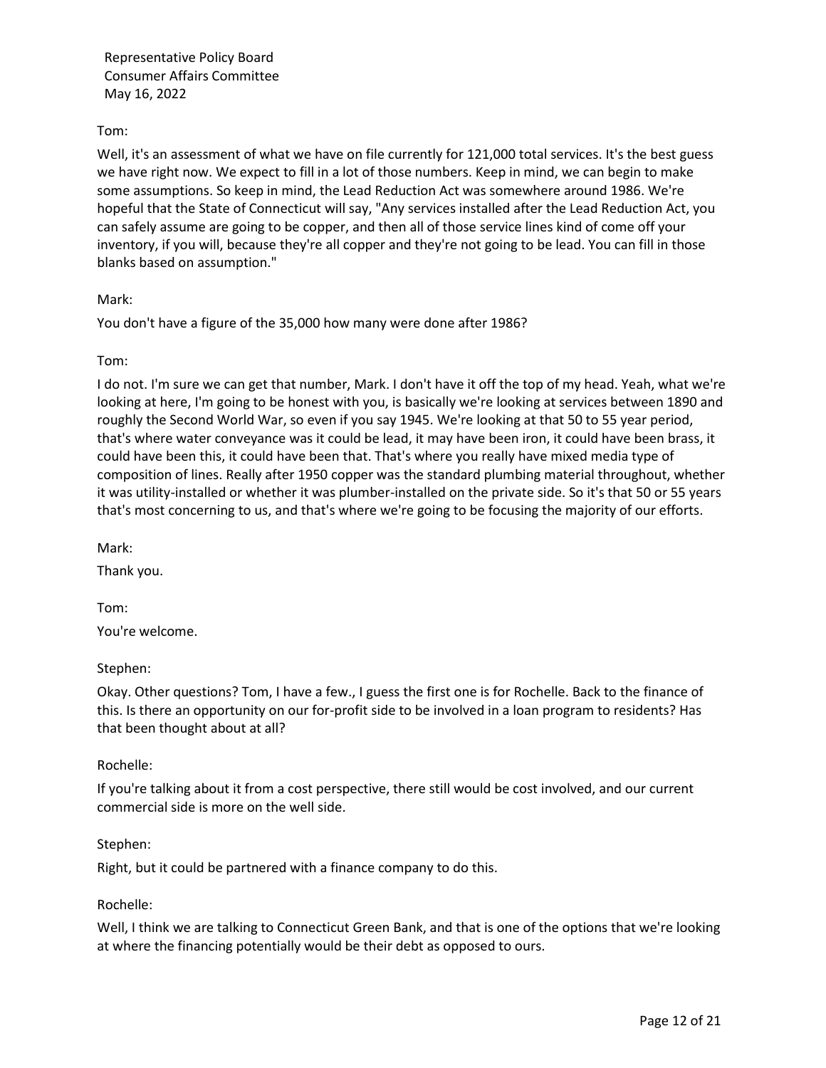Tom:

Well, it's an assessment of what we have on file currently for 121,000 total services. It's the best guess we have right now. We expect to fill in a lot of those numbers. Keep in mind, we can begin to make some assumptions. So keep in mind, the Lead Reduction Act was somewhere around 1986. We're hopeful that the State of Connecticut will say, "Any services installed after the Lead Reduction Act, you can safely assume are going to be copper, and then all of those service lines kind of come off your inventory, if you will, because they're all copper and they're not going to be lead. You can fill in those blanks based on assumption."

Mark:

You don't have a figure of the 35,000 how many were done after 1986?

Tom:

I do not. I'm sure we can get that number, Mark. I don't have it off the top of my head. Yeah, what we're looking at here, I'm going to be honest with you, is basically we're looking at services between 1890 and roughly the Second World War, so even if you say 1945. We're looking at that 50 to 55 year period, that's where water conveyance was it could be lead, it may have been iron, it could have been brass, it could have been this, it could have been that. That's where you really have mixed media type of composition of lines. Really after 1950 copper was the standard plumbing material throughout, whether it was utility-installed or whether it was plumber-installed on the private side. So it's that 50 or 55 years that's most concerning to us, and that's where we're going to be focusing the majority of our efforts.

Mark:

Thank you.

Tom:

You're welcome.

Stephen:

Okay. Other questions? Tom, I have a few., I guess the first one is for Rochelle. Back to the finance of this. Is there an opportunity on our for-profit side to be involved in a loan program to residents? Has that been thought about at all?

Rochelle:

If you're talking about it from a cost perspective, there still would be cost involved, and our current commercial side is more on the well side.

Stephen:

Right, but it could be partnered with a finance company to do this.

Rochelle:

Well, I think we are talking to Connecticut Green Bank, and that is one of the options that we're looking at where the financing potentially would be their debt as opposed to ours.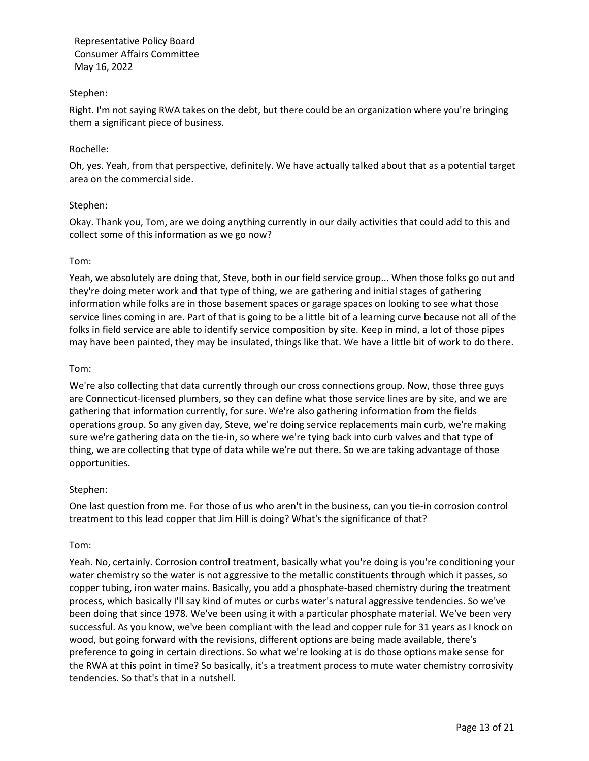Stephen:

Right. I'm not saying RWA takes on the debt, but there could be an organization where you're bringing them a significant piece of business.

Rochelle:

Oh, yes. Yeah, from that perspective, definitely. We have actually talked about that as a potential target area on the commercial side.

Stephen:

Okay. Thank you, Tom, are we doing anything currently in our daily activities that could add to this and collect some of this information as we go now?

Tom:

Yeah, we absolutely are doing that, Steve, both in our field service group... When those folks go out and they're doing meter work and that type of thing, we are gathering and initial stages of gathering information while folks are in those basement spaces or garage spaces on looking to see what those service lines coming in are. Part of that is going to be a little bit of a learning curve because not all of the folks in field service are able to identify service composition by site. Keep in mind, a lot of those pipes may have been painted, they may be insulated, things like that. We have a little bit of work to do there.

Tom:

We're also collecting that data currently through our cross connections group. Now, those three guys are Connecticut-licensed plumbers, so they can define what those service lines are by site, and we are gathering that information currently, for sure. We're also gathering information from the fields operations group. So any given day, Steve, we're doing service replacements main curb, we're making sure we're gathering data on the tie-in, so where we're tying back into curb valves and that type of thing, we are collecting that type of data while we're out there. So we are taking advantage of those opportunities.

Stephen:

One last question from me. For those of us who aren't in the business, can you tie-in corrosion control treatment to this lead copper that Jim Hill is doing? What's the significance of that?

Tom:

Yeah. No, certainly. Corrosion control treatment, basically what you're doing is you're conditioning your water chemistry so the water is not aggressive to the metallic constituents through which it passes, so copper tubing, iron water mains. Basically, you add a phosphate-based chemistry during the treatment process, which basically I'll say kind of mutes or curbs water's natural aggressive tendencies. So we've been doing that since 1978. We've been using it with a particular phosphate material. We've been very successful. As you know, we've been compliant with the lead and copper rule for 31 years as I knock on wood, but going forward with the revisions, different options are being made available, there's preference to going in certain directions. So what we're looking at is do those options make sense for the RWA at this point in time? So basically, it's a treatment process to mute water chemistry corrosivity tendencies. So that's that in a nutshell.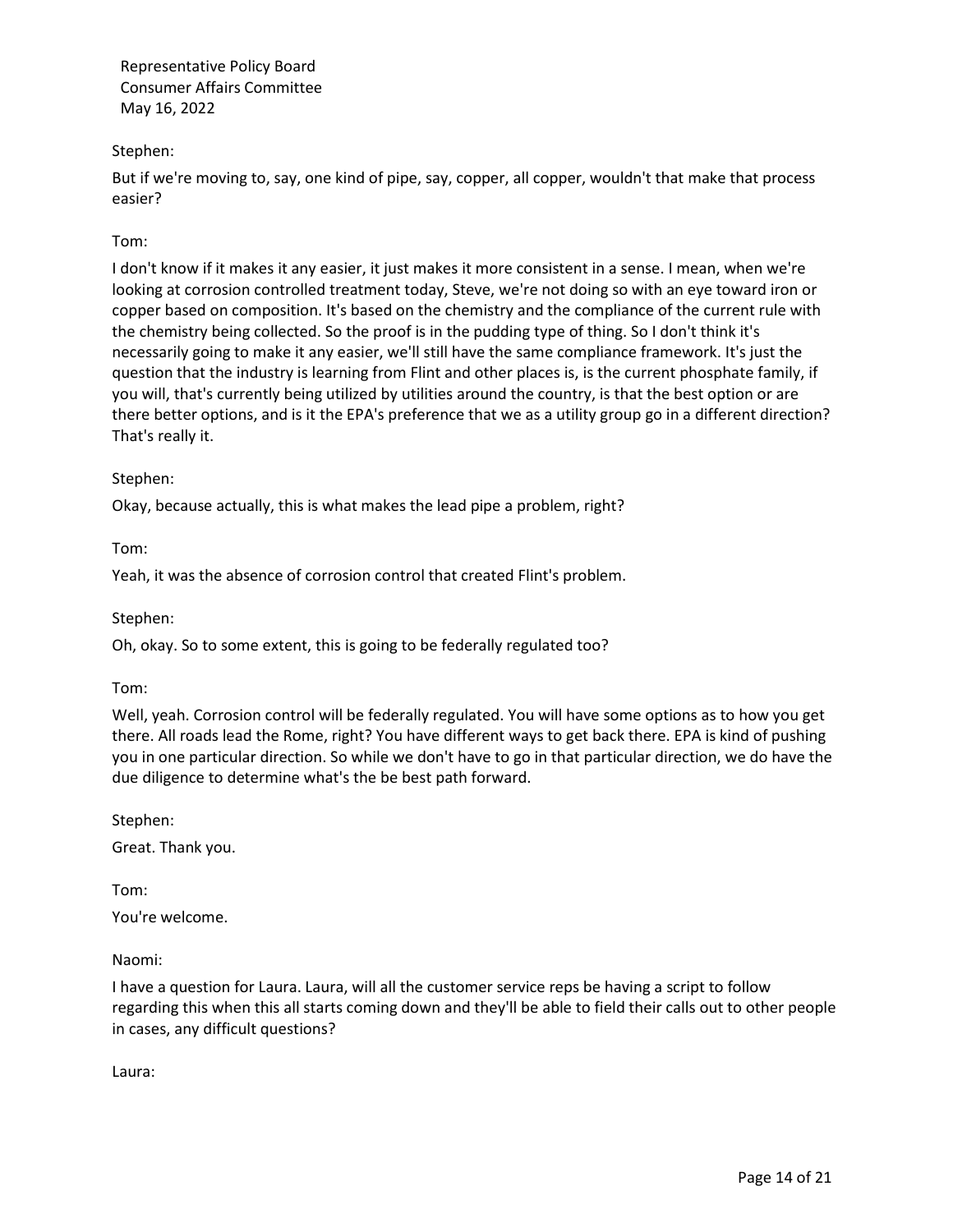Stephen:

But if we're moving to, say, one kind of pipe, say, copper, all copper, wouldn't that make that process easier?

Tom:

I don't know if it makes it any easier, it just makes it more consistent in a sense. I mean, when we're looking at corrosion controlled treatment today, Steve, we're not doing so with an eye toward iron or copper based on composition. It's based on the chemistry and the compliance of the current rule with the chemistry being collected. So the proof is in the pudding type of thing. So I don't think it's necessarily going to make it any easier, we'll still have the same compliance framework. It's just the question that the industry is learning from Flint and other places is, is the current phosphate family, if you will, that's currently being utilized by utilities around the country, is that the best option or are there better options, and is it the EPA's preference that we as a utility group go in a different direction? That's really it.

Stephen:

Okay, because actually, this is what makes the lead pipe a problem, right?

Tom:

Yeah, it was the absence of corrosion control that created Flint's problem.

Stephen:

Oh, okay. So to some extent, this is going to be federally regulated too?

Tom:

Well, yeah. Corrosion control will be federally regulated. You will have some options as to how you get there. All roads lead the Rome, right? You have different ways to get back there. EPA is kind of pushing you in one particular direction. So while we don't have to go in that particular direction, we do have the due diligence to determine what's the be best path forward.

Stephen:

Great. Thank you.

Tom:

You're welcome.

Naomi:

I have a question for Laura. Laura, will all the customer service reps be having a script to follow regarding this when this all starts coming down and they'll be able to field their calls out to other people in cases, any difficult questions?

Laura: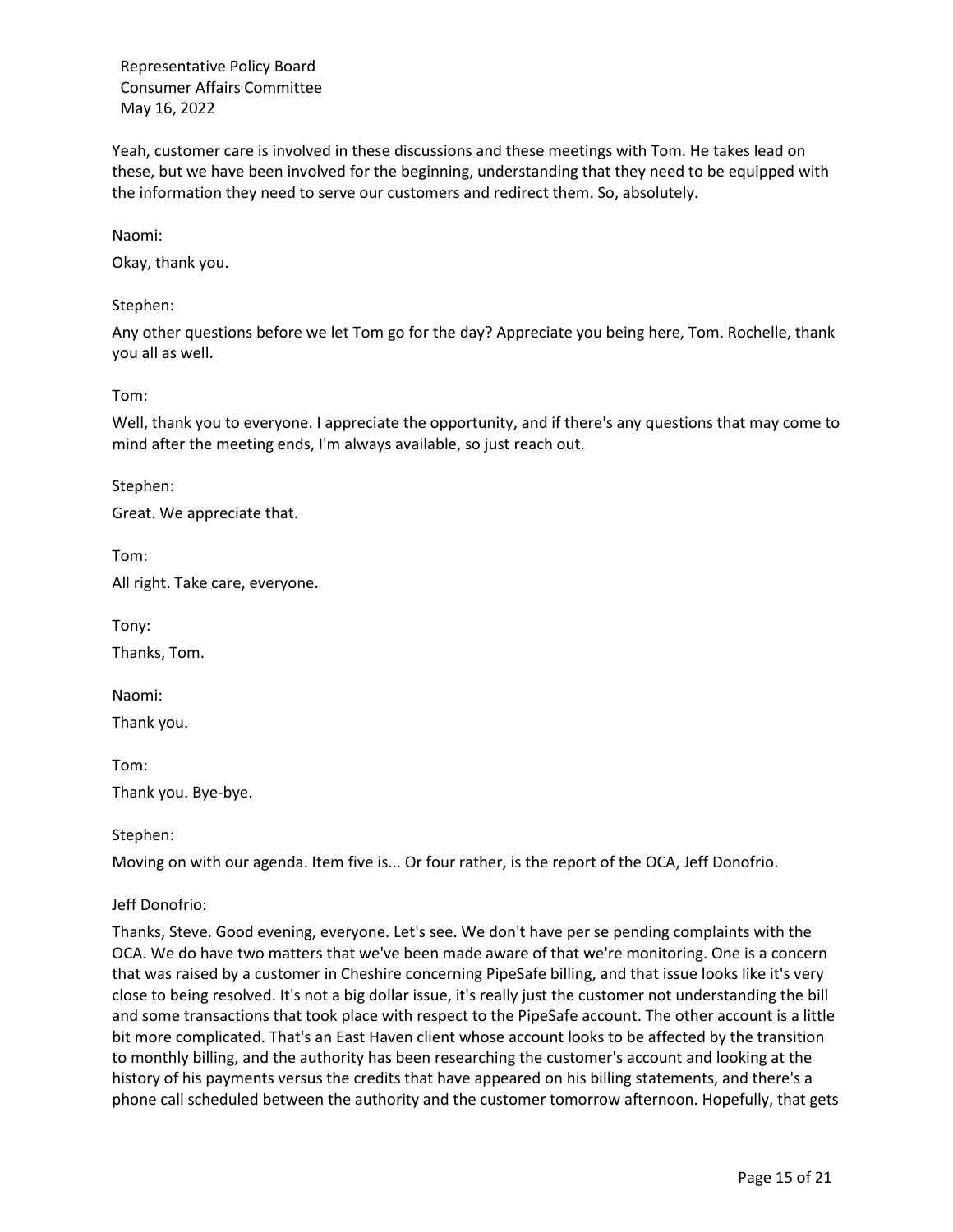Yeah, customer care is involved in these discussions and these meetings with Tom. He takes lead on these, but we have been involved for the beginning, understanding that they need to be equipped with the information they need to serve our customers and redirect them. So, absolutely.

Naomi:

Okay, thank you.

Stephen:

Any other questions before we let Tom go for the day? Appreciate you being here, Tom. Rochelle, thank you all as well.

Tom:

Well, thank you to everyone. I appreciate the opportunity, and if there's any questions that may come to mind after the meeting ends, I'm always available, so just reach out.

Stephen:

Great. We appreciate that.

Tom:

All right. Take care, everyone.

Tony:

Thanks, Tom.

Naomi:

Thank you.

Tom:

Thank you. Bye-bye.

Stephen:

Moving on with our agenda. Item five is... Or four rather, is the report of the OCA, Jeff Donofrio.

Jeff Donofrio:

Thanks, Steve. Good evening, everyone. Let's see. We don't have per se pending complaints with the OCA. We do have two matters that we've been made aware of that we're monitoring. One is a concern that was raised by a customer in Cheshire concerning PipeSafe billing, and that issue looks like it's very close to being resolved. It's not a big dollar issue, it's really just the customer not understanding the bill and some transactions that took place with respect to the PipeSafe account. The other account is a little bit more complicated. That's an East Haven client whose account looks to be affected by the transition to monthly billing, and the authority has been researching the customer's account and looking at the history of his payments versus the credits that have appeared on his billing statements, and there's a phone call scheduled between the authority and the customer tomorrow afternoon. Hopefully, that gets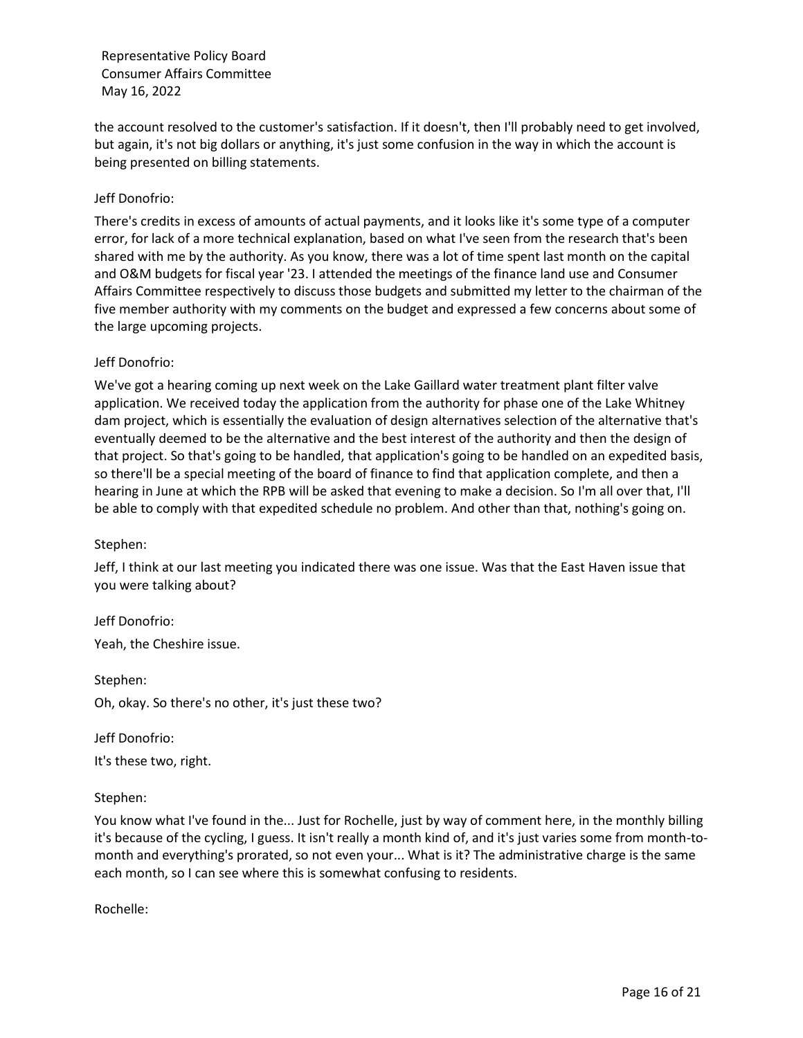the account resolved to the customer's satisfaction. If it doesn't, then I'll probably need to get involved, but again, it's not big dollars or anything, it's just some confusion in the way in which the account is being presented on billing statements.

Jeff Donofrio:

There's credits in excess of amounts of actual payments, and it looks like it's some type of a computer error, for lack of a more technical explanation, based on what I've seen from the research that's been shared with me by the authority. As you know, there was a lot of time spent last month on the capital and O&M budgets for fiscal year '23. I attended the meetings of the finance land use and Consumer Affairs Committee respectively to discuss those budgets and submitted my letter to the chairman of the five member authority with my comments on the budget and expressed a few concerns about some of the large upcoming projects.

Jeff Donofrio:

We've got a hearing coming up next week on the Lake Gaillard water treatment plant filter valve application. We received today the application from the authority for phase one of the Lake Whitney dam project, which is essentially the evaluation of design alternatives selection of the alternative that's eventually deemed to be the alternative and the best interest of the authority and then the design of that project. So that's going to be handled, that application's going to be handled on an expedited basis, so there'll be a special meeting of the board of finance to find that application complete, and then a hearing in June at which the RPB will be asked that evening to make a decision. So I'm all over that, I'll be able to comply with that expedited schedule no problem. And other than that, nothing's going on.

Stephen:

Jeff, I think at our last meeting you indicated there was one issue. Was that the East Haven issue that you were talking about?

Jeff Donofrio:

Yeah, the Cheshire issue.

Stephen:

Oh, okay. So there's no other, it's just these two?

Jeff Donofrio:

It's these two, right.

Stephen:

You know what I've found in the... Just for Rochelle, just by way of comment here, in the monthly billing it's because of the cycling, I guess. It isn't really a month kind of, and it's just varies some from month-to-month and everything's prorated, so not even your... What is it? The administrative charge is the same each month, so I can see where this is somewhat confusing to residents.

Rochelle: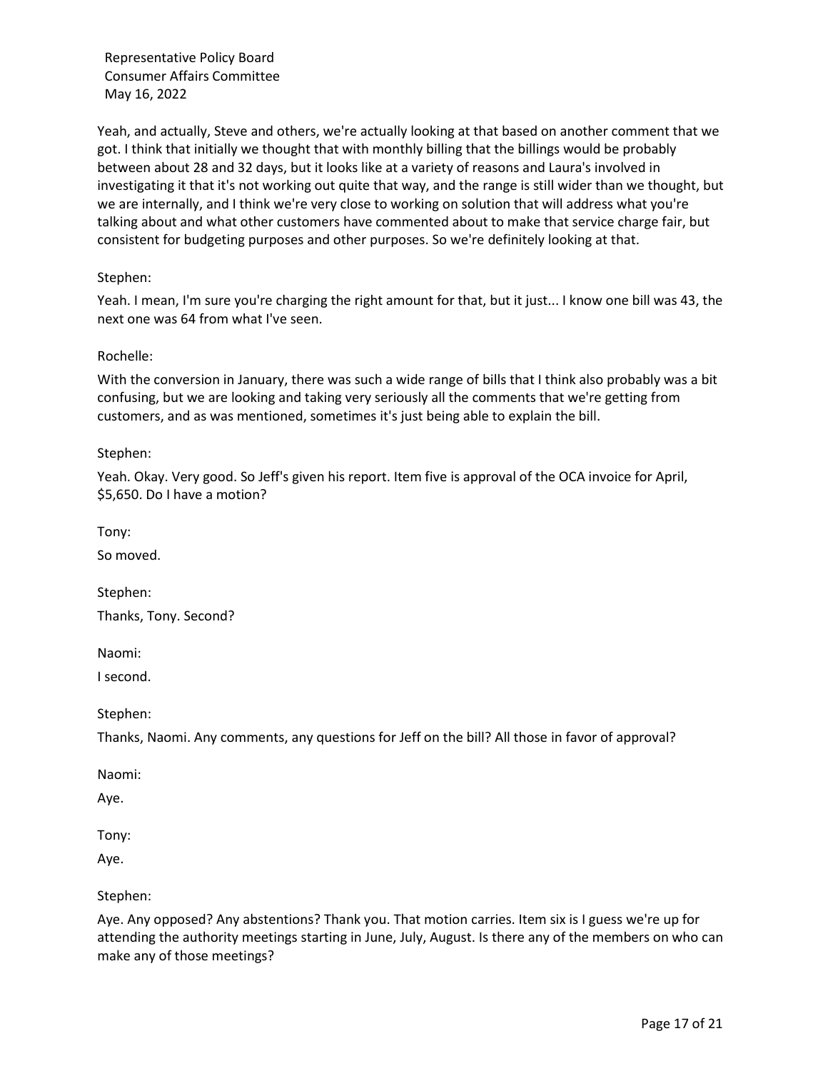Yeah, and actually, Steve and others, we're actually looking at that based on another comment that we got. I think that initially we thought that with monthly billing that the billings would be probably between about 28 and 32 days, but it looks like at a variety of reasons and Laura's involved in investigating it that it's not working out quite that way, and the range is still wider than we thought, but we are internally, and I think we're very close to working on solution that will address what you're talking about and what other customers have commented about to make that service charge fair, but consistent for budgeting purposes and other purposes. So we're definitely looking at that.

Stephen:

Yeah. I mean, I'm sure you're charging the right amount for that, but it just... I know one bill was 43, the next one was 64 from what I've seen.

Rochelle:

With the conversion in January, there was such a wide range of bills that I think also probably was a bit confusing, but we are looking and taking very seriously all the comments that we're getting from customers, and as was mentioned, sometimes it's just being able to explain the bill.

Stephen:

Yeah. Okay. Very good. So Jeff's given his report. Item five is approval of the OCA invoice for April, $5,650. Do I have a motion?

Tony:

So moved.

Stephen:

Thanks, Tony. Second?

Naomi:

I second.

Stephen:

Thanks, Naomi. Any comments, any questions for Jeff on the bill? All those in favor of approval?

Naomi:

Aye.

Tony:

Aye.

Stephen:

Aye. Any opposed? Any abstentions? Thank you. That motion carries. Item six is I guess we're up for attending the authority meetings starting in June, July, August. Is there any of the members on who can make any of those meetings?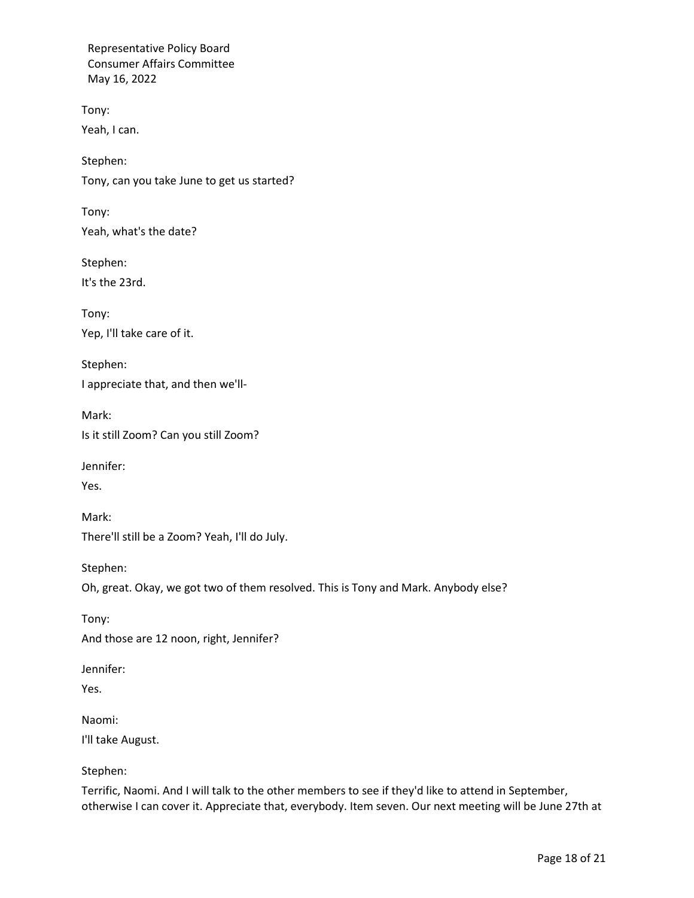Tony:

Yeah, I can.

Stephen:

Tony, can you take June to get us started?

Tony:

Yeah, what's the date?

Stephen:

It's the 23rd.

Tony:

Yep, I'll take care of it.

Stephen:

I appreciate that, and then we'll-

Mark:

Is it still Zoom? Can you still Zoom?

Jennifer:

Yes.

Mark:

There'll still be a Zoom? Yeah, I'll do July.

Stephen:

Oh, great. Okay, we got two of them resolved. This is Tony and Mark. Anybody else?

Tony:

And those are 12 noon, right, Jennifer?

Jennifer:

Yes.

Naomi:

I'll take August.

Stephen:

Terrific, Naomi. And I will talk to the other members to see if they'd like to attend in September, otherwise I can cover it. Appreciate that, everybody. Item seven. Our next meeting will be June 27th at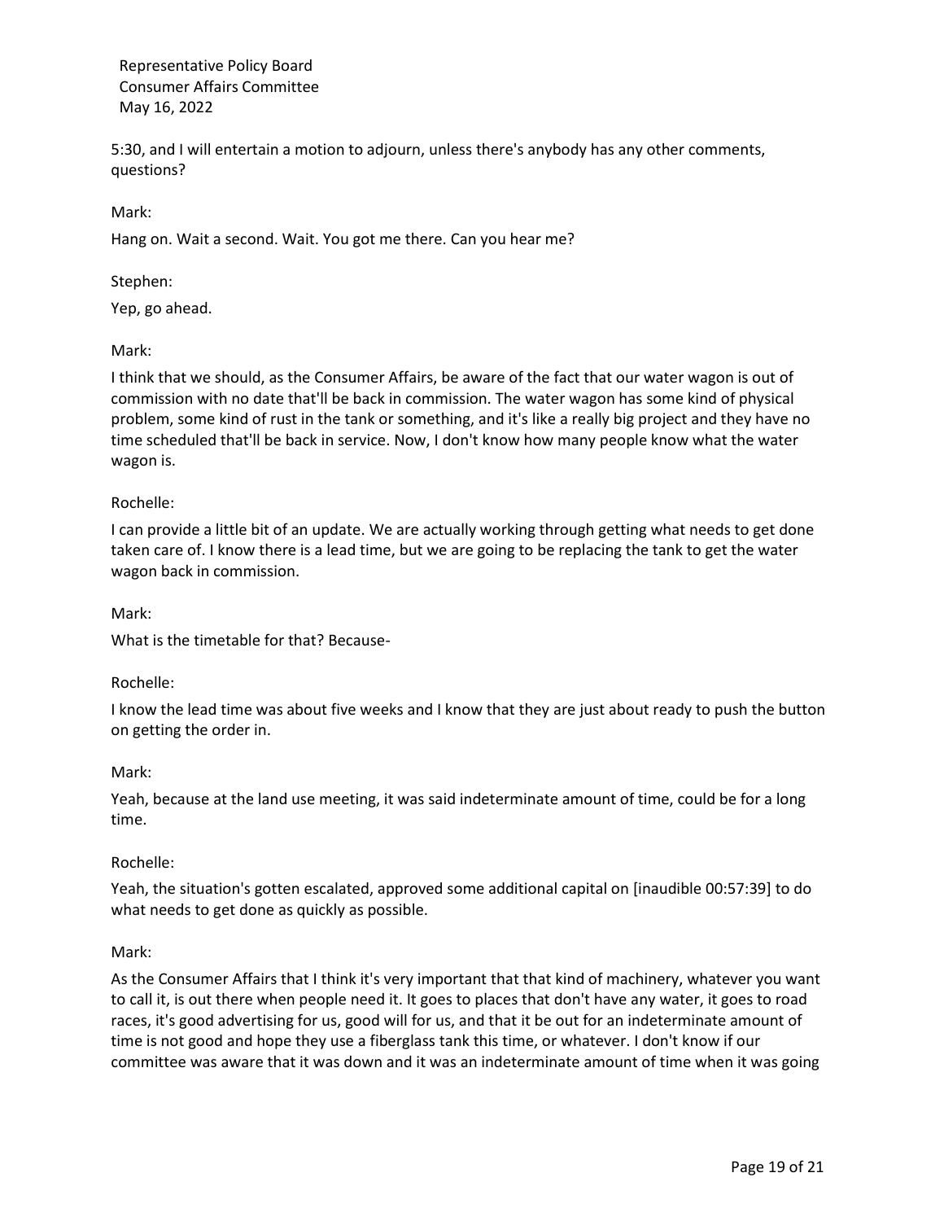5:30, and I will entertain a motion to adjourn, unless there's anybody has any other comments, questions?

Mark:

Hang on. Wait a second. Wait. You got me there. Can you hear me?

Stephen:

Yep, go ahead.

Mark:

I think that we should, as the Consumer Affairs, be aware of the fact that our water wagon is out of commission with no date that'll be back in commission. The water wagon has some kind of physical problem, some kind of rust in the tank or something, and it's like a really big project and they have no time scheduled that'll be back in service. Now, I don't know how many people know what the water wagon is.

Rochelle:

I can provide a little bit of an update. We are actually working through getting what needs to get done taken care of. I know there is a lead time, but we are going to be replacing the tank to get the water wagon back in commission.

Mark:

What is the timetable for that? Because-

Rochelle:

I know the lead time was about five weeks and I know that they are just about ready to push the button on getting the order in.

Mark:

Yeah, because at the land use meeting, it was said indeterminate amount of time, could be for a long time.

Rochelle:

Yeah, the situation's gotten escalated, approved some additional capital on [inaudible 00:57:39] to do what needs to get done as quickly as possible.

Mark:

As the Consumer Affairs that I think it's very important that that kind of machinery, whatever you want to call it, is out there when people need it. It goes to places that don't have any water, it goes to road races, it's good advertising for us, good will for us, and that it be out for an indeterminate amount of time is not good and hope they use a fiberglass tank this time, or whatever. I don't know if our committee was aware that it was down and it was an indeterminate amount of time when it was going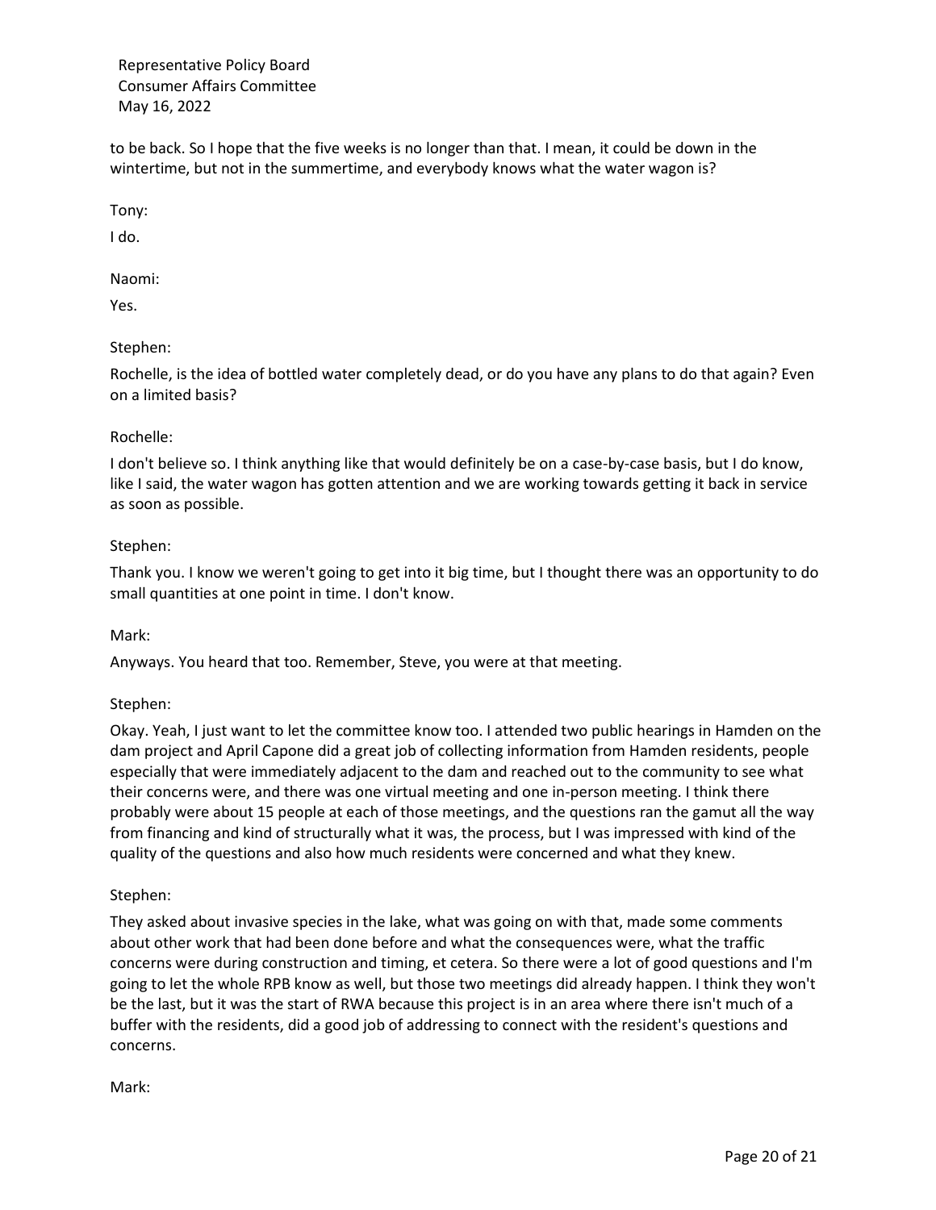to be back. So I hope that the five weeks is no longer than that. I mean, it could be down in the wintertime, but not in the summertime, and everybody knows what the water wagon is?

Tony:

I do.

Naomi:

Yes.

Stephen:

Rochelle, is the idea of bottled water completely dead, or do you have any plans to do that again? Even on a limited basis?

Rochelle:

I don't believe so. I think anything like that would definitely be on a case-by-case basis, but I do know, like I said, the water wagon has gotten attention and we are working towards getting it back in service as soon as possible.

Stephen:

Thank you. I know we weren't going to get into it big time, but I thought there was an opportunity to do small quantities at one point in time. I don't know.

Mark:

Anyways. You heard that too. Remember, Steve, you were at that meeting.

Stephen:

Okay. Yeah, I just want to let the committee know too. I attended two public hearings in Hamden on the dam project and April Capone did a great job of collecting information from Hamden residents, people especially that were immediately adjacent to the dam and reached out to the community to see what their concerns were, and there was one virtual meeting and one in-person meeting. I think there probably were about 15 people at each of those meetings, and the questions ran the gamut all the way from financing and kind of structurally what it was, the process, but I was impressed with kind of the quality of the questions and also how much residents were concerned and what they knew.

Stephen:

They asked about invasive species in the lake, what was going on with that, made some comments about other work that had been done before and what the consequences were, what the traffic concerns were during construction and timing, et cetera. So there were a lot of good questions and I'm going to let the whole RPB know as well, but those two meetings did already happen. I think they won't be the last, but it was the start of RWA because this project is in an area where there isn't much of a buffer with the residents, did a good job of addressing to connect with the resident's questions and concerns.

Mark: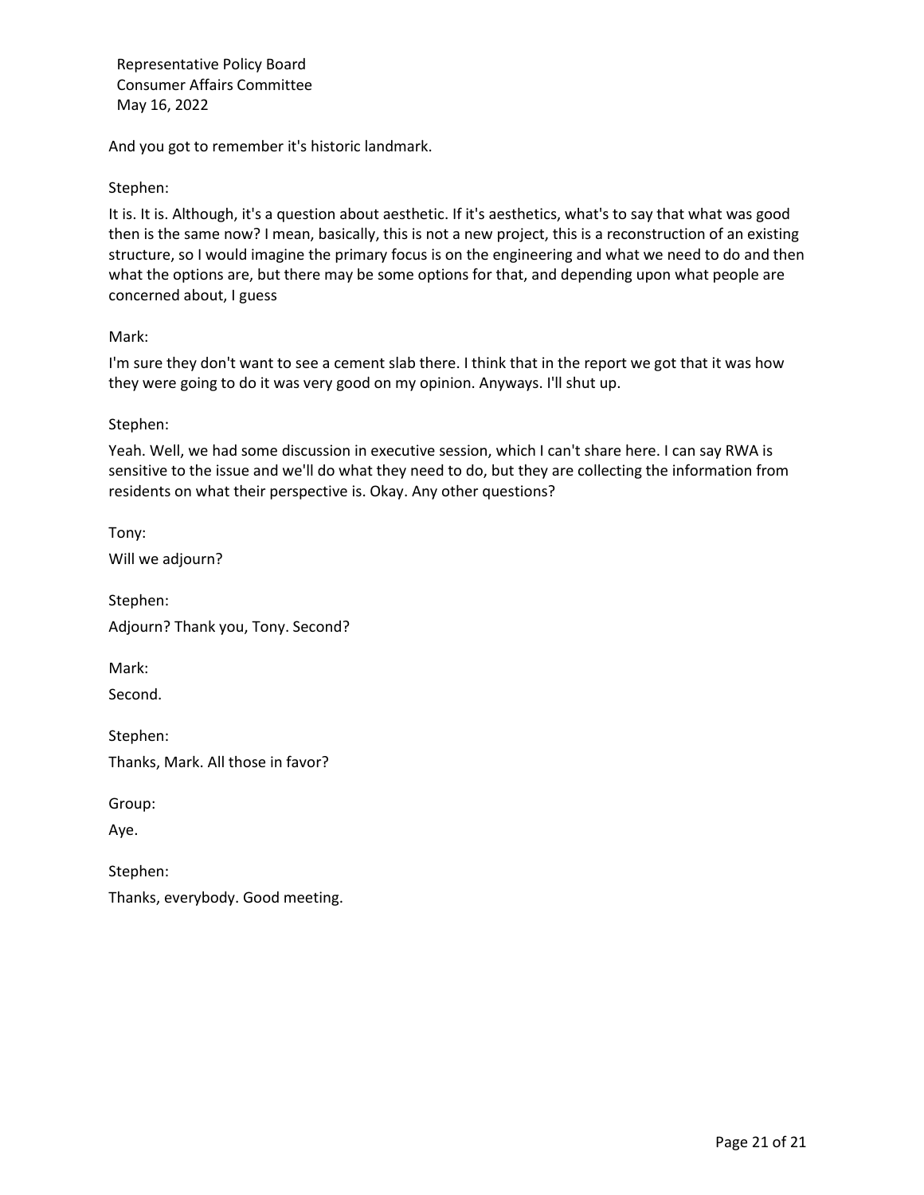And you got to remember it's historic landmark.

Stephen:

It is. It is. Although, it's a question about aesthetic. If it's aesthetics, what's to say that what was good then is the same now? I mean, basically, this is not a new project, this is a reconstruction of an existing structure, so I would imagine the primary focus is on the engineering and what we need to do and then what the options are, but there may be some options for that, and depending upon what people are concerned about, I guess

Mark:

I'm sure they don't want to see a cement slab there. I think that in the report we got that it was how they were going to do it was very good on my opinion. Anyways. I'll shut up.

Stephen:

Yeah. Well, we had some discussion in executive session, which I can't share here. I can say RWA is sensitive to the issue and we'll do what they need to do, but they are collecting the information from residents on what their perspective is. Okay. Any other questions?

Tony:

Will we adjourn?

Stephen:

Adjourn? Thank you, Tony. Second?

Mark:

Second.

Stephen:

Thanks, Mark. All those in favor?

Group:

Aye.

Stephen:

Thanks, everybody. Good meeting.